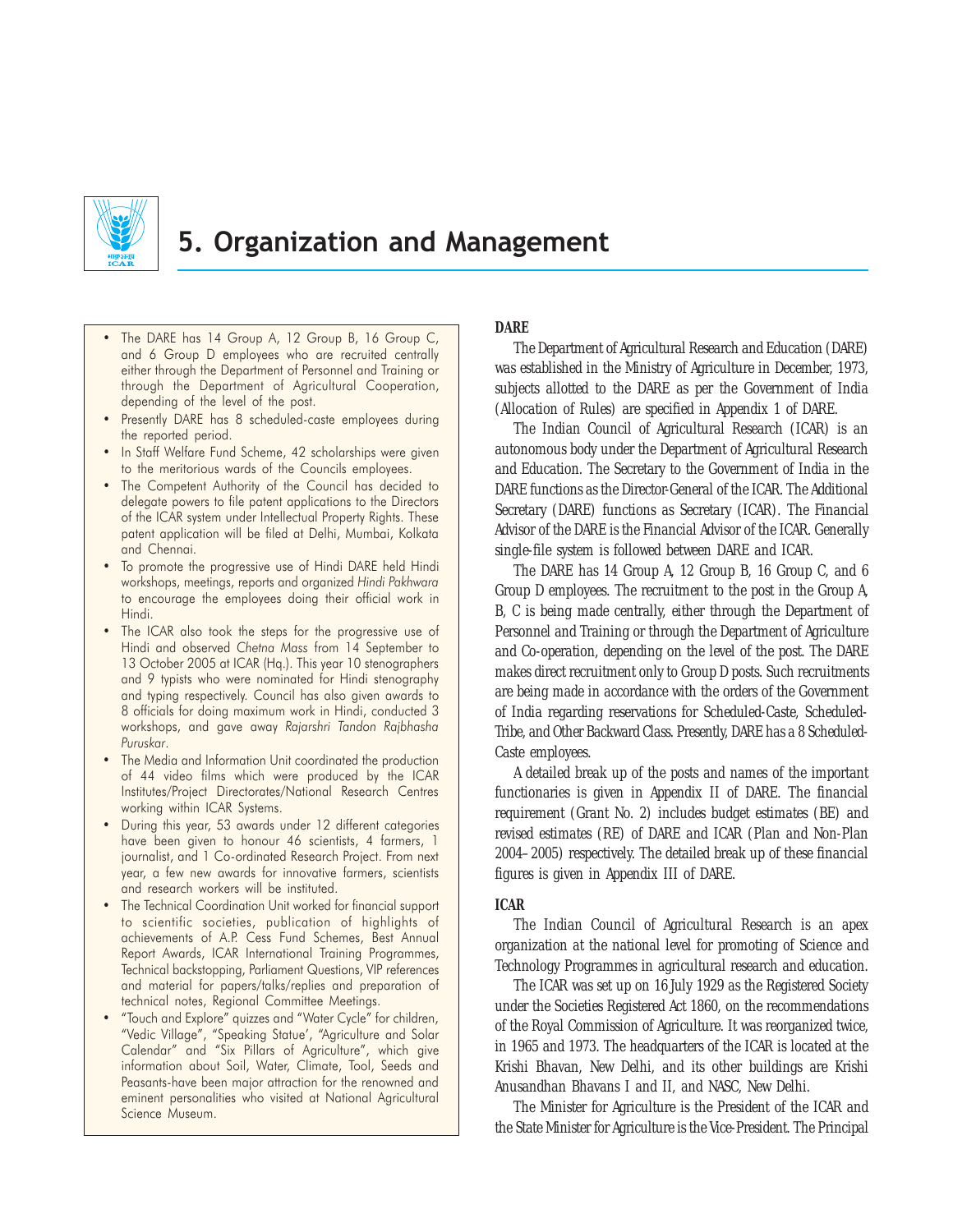# 5. Organization and Management

- The DARE has 14 Group A, 12 Group B, 16 Group C, and 6 Group D employees who are recruited centrally either through the Department of Personnel and Training or through the Department of Agricultural Cooperation, depending of the level of the post.
- Presently DARE has 8 scheduled-caste employees during the reported period.
- In Staff Welfare Fund Scheme, 42 scholarships were given to the meritorious wards of the Councils employees.
- The Competent Authority of the Council has decided to delegate powers to file patent applications to the Directors of the ICAR system under Intellectual Property Rights. These patent application will be filed at Delhi, Mumbai, Kolkata and Chennai.
- To promote the progressive use of Hindi DARE held Hindi workshops, meetings, reports and organized *Hindi Pakhwara* to encourage the employees doing their official work in Hindi.
- The ICAR also took the steps for the progressive use of Hindi and observed *Chetna Mass* from 14 September to 13 October 2005 at ICAR (Hq.). This year 10 stenographers and 9 typists who were nominated for Hindi stenography and typing respectively. Council has also given awards to 8 officials for doing maximum work in Hindi, conducted 3 workshops, and gave away *Rajarshri Tandon Rajbhasha Puruskar*.
- The Media and Information Unit coordinated the production of 44 video films which were produced by the ICAR Institutes/Project Directorates/National Research Centres working within ICAR Systems.
- During this year, 53 awards under 12 different categories have been given to honour 46 scientists, 4 farmers, 1 journalist, and 1 Co-ordinated Research Project. From next year, a few new awards for innovative farmers, scientists and research workers will be instituted.
- The Technical Coordination Unit worked for financial support to scientific societies, publication of highlights of achievements of A.P. Cess Fund Schemes, Best Annual Report Awards, ICAR International Training Programmes, Technical backstopping, Parliament Questions, VIP references and material for papers/talks/replies and preparation of technical notes, Regional Committee Meetings.
- "Touch and Explore" quizzes and "Water Cycle" for children, "Vedic Village", "Speaking Statue', "Agriculture and Solar Calendar" and "Six Pillars of Agriculture", which give information about Soil, Water, Climate, Tool, Seeds and Peasants-have been major attraction for the renowned and eminent personalities who visited at National Agricultural Science Museum.

## DARE

The Department of Agricultural Research and Education (DARE) was established in the Ministry of Agriculture in December, 1973, subjects allotted to the DARE as per the Government of India (Allocation of Rules) are specified in Appendix 1 of DARE.

The Indian Council of Agricultural Research (ICAR) is an autonomous body under the Department of Agricultural Research and Education. The Secretary to the Government of India in the DARE functions as the Director-General of the ICAR. The Additional Secretary (DARE) functions as Secretary (ICAR). The Financial Advisor of the DARE is the Financial Advisor of the ICAR. Generally single-file system is followed between DARE and ICAR.

The DARE has 14 Group A, 12 Group B, 16 Group C, and 6 Group D employees. The recruitment to the post in the Group A, B, C is being made centrally, either through the Department of Personnel and Training or through the Department of Agriculture and Co-operation, depending on the level of the post. The DARE makes direct recruitment only to Group D posts. Such recruitments are being made in accordance with the orders of the Government of India regarding reservations for Scheduled-Caste, Scheduled-Tribe, and Other Backward Class. Presently, DARE has a 8 Scheduled-Caste employees.

A detailed break up of the posts and names of the important functionaries is given in Appendix II of DARE. The financial requirement (Grant No. 2) includes budget estimates (BE) and revised estimates (RE) of DARE and ICAR (Plan and Non-Plan 2004–2005) respectively. The detailed break up of these financial figures is given in Appendix III of DARE.

## ICAR

The Indian Council of Agricultural Research is an apex organization at the national level for promoting of Science and Technology Programmes in agricultural research and education.

The ICAR was set up on 16 July 1929 as the Registered Society under the Societies Registered Act 1860, on the recommendations of the Royal Commission of Agriculture. It was reorganized twice, in 1965 and 1973. The headquarters of the ICAR is located at the Krishi Bhavan, New Delhi, and its other buildings are Krishi Anusandhan Bhavans I and II, and NASC, New Delhi.

The Minister for Agriculture is the President of the ICAR and the State Minister for Agriculture is the Vice-President. The Principal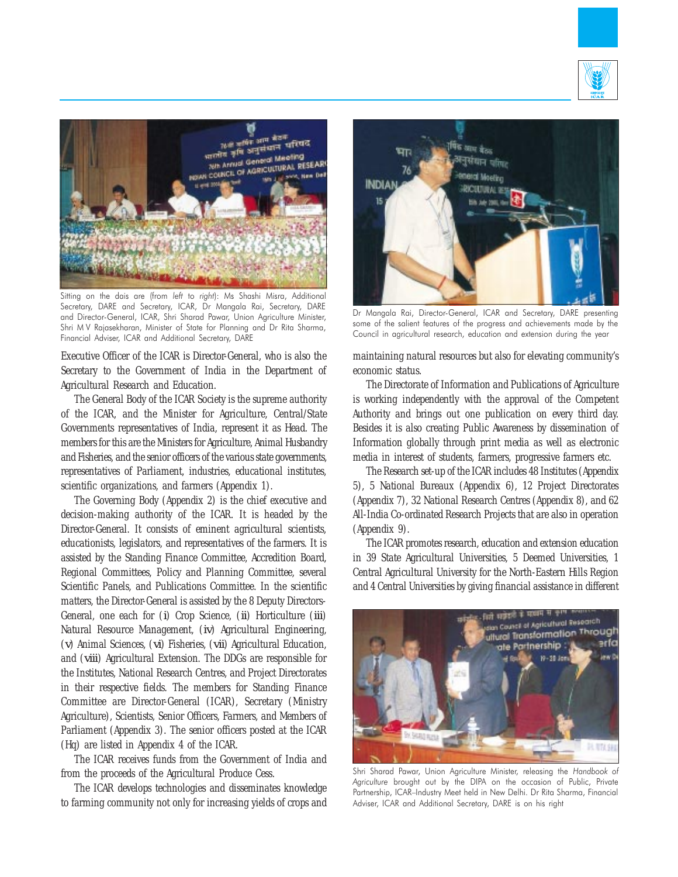Sitting on the dais are (from *left* to *right*): Ms Shashi Misra, Additional Secretary, DARE and Secretary, ICAR, Dr Mangala Rai, Secretary, DARE and Director-General, ICAR, Shri Sharad Pawar, Union Agriculture Minister, Shri M V Rajasekharan, Minister of State for Planning and Dr Rita Sharma, Financial Adviser, ICAR and Additional Secretary, DARE

Dr Mangala Rai, Director-General, ICAR and Secretary, DARE presenting some of the salient features of the progress and achievements made by the Council in agricultural research, education and extension during the year

Executive Officer of the ICAR is Director-General, who is also the Secretary to the Government of India in the Department of Agricultural Research and Education.

The General Body of the ICAR Society is the supreme authority of the ICAR, and the Minister for Agriculture, Central/State Governments representatives of India, represent it as Head. The members for this are the Ministers for Agriculture, Animal Husbandry and Fisheries, and the senior officers of the various state governments, representatives of Parliament, industries, educational institutes, scientific organizations, and farmers (Appendix 1).

The Governing Body (Appendix 2) is the chief executive and decision-making authority of the ICAR. It is headed by the Director-General. It consists of eminent agricultural scientists, educationists, legislators, and representatives of the farmers. It is assisted by the Standing Finance Committee, Accredition Board, Regional Committees, Policy and Planning Committee, several Scientific Panels, and Publications Committee. In the scientific matters, the Director-General is assisted by the 8 Deputy Directors-General, one each for (i) Crop Science, (ii) Horticulture (iii) Natural Resource Management, (iv) Agricultural Engineering, (v) Animal Sciences, (vi) Fisheries, (vii) Agricultural Education, and (viii) Agricultural Extension. The DDGs are responsible for the Institutes, National Research Centres, and Project Directorates in their respective fields. The members for Standing Finance Committee are Director-General (ICAR), Secretary (Ministry Agriculture), Scientists, Senior Officers, Farmers, and Members of Parliament (Appendix 3). The senior officers posted at the ICAR (Hq) are listed in Appendix 4 of the ICAR.

The ICAR receives funds from the Government of India and from the proceeds of the Agricultural Produce Cess.

The ICAR develops technologies and disseminates knowledge to farming community not only for increasing yields of crops and maintaining natural resources but also for elevating community's economic status.

The Directorate of Information and Publications of Agriculture is working independently with the approval of the Competent Authority and brings out one publication on every third day. Besides it is also creating Public Awareness by dissemination of Information globally through print media as well as electronic media in interest of students, farmers, progressive farmers etc.

The Research set-up of the ICAR includes 48 Institutes (Appendix 5), 5 National Bureaux (Appendix 6), 12 Project Directorates (Appendix 7), 32 National Research Centres (Appendix 8), and 62 All-India Co-ordinated Research Projects that are also in operation (Appendix 9).

The ICAR promotes research, education and extension education in 39 State Agricultural Universities, 5 Deemed Universities, 1 Central Agricultural University for the North-Eastern Hills Region and 4 Central Universities by giving financial assistance in different

Shri Sharad Pawar, Union Agriculture Minister, releasing the *Handbook of Agriculture* brought out by the DIPA on the occasion of Public, Private Partnership, ICAR–Industry Meet held in New Delhi. Dr Rita Sharma, Financial Adviser, ICAR and Additional Secretary, DARE is on his right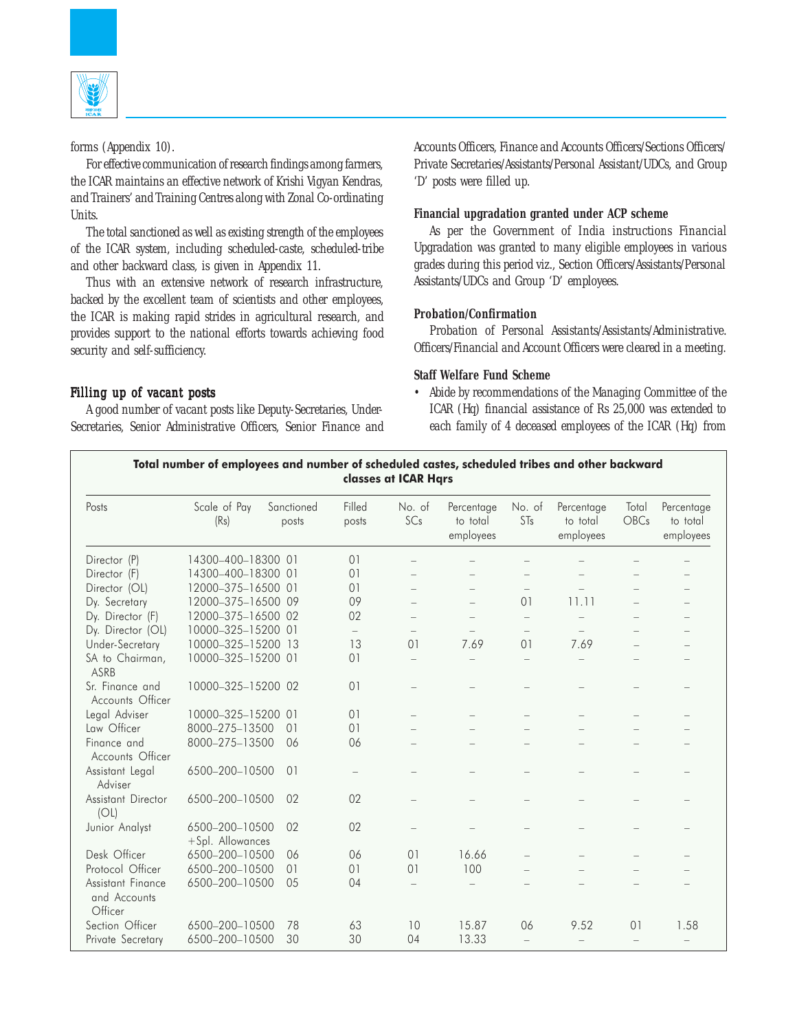forms (Appendix 10).

For effective communication of research findings among farmers, the ICAR maintains an effective network of Krishi Vigyan Kendras, and Trainers' and Training Centres along with Zonal Co-ordinating Units.

The total sanctioned as well as existing strength of the employees of the ICAR system, including scheduled-caste, scheduled-tribe and other backward class, is given in Appendix 11.

Thus with an extensive network of research infrastructure, backed by the excellent team of scientists and other employees, the ICAR is making rapid strides in agricultural research, and provides support to the national efforts towards achieving food security and self-sufficiency.

### Filling up of vacant posts

A good number of vacant posts like Deputy-Secretaries, Under-Secretaries, Senior Administrative Officers, Senior Finance and Accounts Officers, Finance and Accounts Officers/Sections Officers/ Private Secretaries/Assistants/Personal Assistant/UDCs, and Group 'D' posts were filled up.

#### Financial upgradation granted under ACP scheme

As per the Government of India instructions Financial Upgradation was granted to many eligible employees in various grades during this period viz., Section Officers/Assistants/Personal Assistants/UDCs and Group 'D' employees.

#### Probation/Confirmation

Probation of Personal Assistants/Assistants/Administrative. Officers/Financial and Account Officers were cleared in a meeting.

#### Staff Welfare Fund Scheme

- Abide by recommendations of the Managing Committee of the ICAR (Hq) financial assistance of Rs 25,000 was extended to each family of 4 deceased employees of the ICAR (Hq) from

**Total number of employees and number of scheduled castes, scheduled tribes and other backward classes at ICAR Hqrs**

| Posts | Scale of Pay (Rs) | Sanctioned posts | Filled posts | No. of SCs | Percentage to total employees | No. of STs | Percentage to total employees | Total OBCs | Percentage to total employees |
|---|---|---|---|---|---|---|---|---|---|
| Director (P) | 14300–400–18300 | 01 | 01 | – | – | – | – | – | – |
| Director (F) | 14300–400–18300 | 01 | 01 | – | – | – | – | – | – |
| Director (OL) | 12000–375–16500 | 01 | 01 | – | – | – | – | – | – |
| Dy. Secretary | 12000–375–16500 | 09 | 09 | – | – | 01 | 11.11 | – | – |
| Dy. Director (F) | 12000–375–16500 | 02 | 02 | – | – | – | – | – | – |
| Dy. Director (OL) | 10000–325–15200 | 01 | – | – | – | – | – | – | – |
| Under-Secretary | 10000–325–15200 | 13 | 13 | 01 | 7.69 | 01 | 7.69 | – | – |
| SA to Chairman, ASRB | 10000–325–15200 | 01 | 01 | – | – | – | – | – | – |
| Sr. Finance and Accounts Officer | 10000–325–15200 | 02 | 01 | – | – | – | – | – | – |
| Legal Adviser | 10000–325–15200 | 01 | 01 | – | – | – | – | – | – |
| Law Officer | 8000–275–13500 | 01 | 01 | – | – | – | – | – | – |
| Finance and Accounts Officer | 8000–275–13500 | 06 | 06 | – | – | – | – | – | – |
| Assistant Legal Adviser | 6500–200–10500 | 01 | – | – | – | – | – | – | – |
| Assistant Director (OL) | 6500–200–10500 | 02 | 02 | – | – | – | – | – | – |
| Junior Analyst | 6500–200–10500 +Spl. Allowances | 02 | 02 | – | – | – | – | – | – |
| Desk Officer | 6500–200–10500 | 06 | 06 | 01 | 16.66 | – | – | – | – |
| Protocol Officer | 6500–200–10500 | 01 | 01 | 01 | 100 | – | – | – | – |
| Assistant Finance and Accounts Officer | 6500–200–10500 | 05 | 04 | – | – | – | – | – | – |
| Section Officer | 6500–200–10500 | 78 | 63 | 10 | 15.87 | 06 | 9.52 | 01 | 1.58 |
| Private Secretary | 6500–200–10500 | 30 | 30 | 04 | 13.33 | – | – | – | – |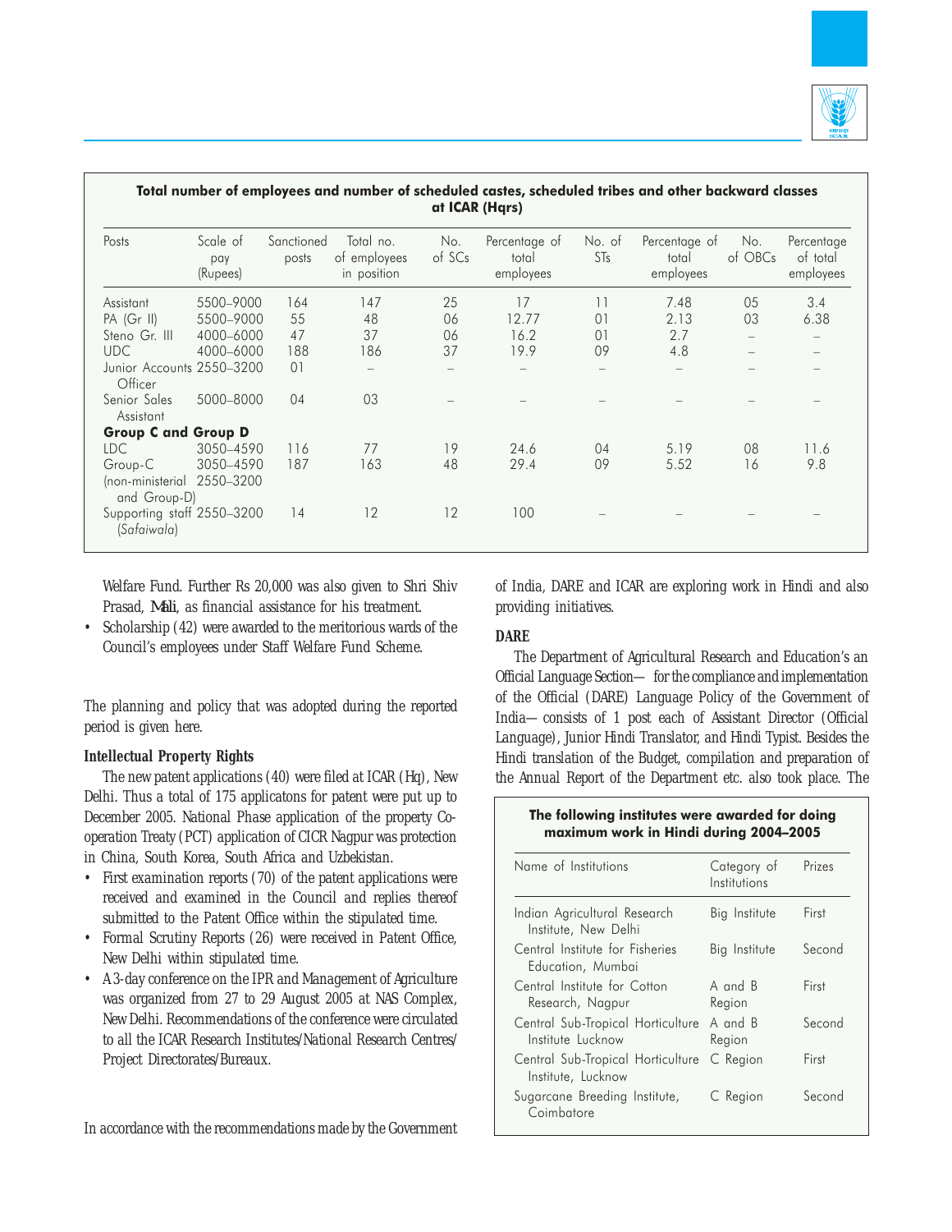**Total number of employees and number of scheduled castes, scheduled tribes and other backward classes at ICAR (Hqrs)**

| Posts | Scale of pay (Rupees) | Sanctioned posts | Total no. of employees in position | No. of SCs | Percentage of total employees | No. of STs | Percentage of total employees | No. of OBCs | Percentage of total employees |
|---|---|---|---|---|---|---|---|---|---|
| Assistant | 5500–9000 | 164 | 147 | 25 | 17 | 11 | 7.48 | 05 | 3.4 |
| PA (Gr II) | 5500–9000 | 55 | 48 | 06 | 12.77 | 01 | 2.13 | 03 | 6.38 |
| Steno Gr. III | 4000–6000 | 47 | 37 | 06 | 16.2 | 01 | 2.7 | – | – |
| UDC | 4000–6000 | 188 | 186 | 37 | 19.9 | 09 | 4.8 | – | – |
| Junior Accounts Officer | 2550–3200 | 01 | – | – | – | – | – | – | – |
| Senior Sales Assistant | 5000–8000 | 04 | 03 | – | – | – | – | – | – |
| **Group C and Group D** | | | | | | | | | |
| LDC | 3050–4590 | 116 | 77 | 19 | 24.6 | 04 | 5.19 | 08 | 11.6 |
| Group-C (non-ministerial and Group-D) | 3050–4590 2550–3200 | 187 | 163 | 48 | 29.4 | 09 | 5.52 | 16 | 9.8 |
| Supporting staff (*Safaiwala*) | 2550–3200 | 14 | 12 | 12 | 100 | – | – | – | – |

Welfare Fund. Further Rs 20,000 was also given to Shri Shiv Prasad, *Mali*, as financial assistance for his treatment.

- Scholarship (42) were awarded to the meritorious wards of the Council's employees under Staff Welfare Fund Scheme.

The planning and policy that was adopted during the reported period is given here.

### Intellectual Property Rights

The new patent applications (40) were filed at ICAR (Hq), New Delhi. Thus a total of 175 applicatons for patent were put up to December 2005. National Phase application of the property Co-operation Treaty (PCT) application of CICR Nagpur was protection in China, South Korea, South Africa and Uzbekistan.

- First examination reports (70) of the patent applications were received and examined in the Council and replies thereof submitted to the Patent Office within the stipulated time.
- Formal Scrutiny Reports (26) were received in Patent Office, New Delhi within stipulated time.
- A 3-day conference on the IPR and Management of Agriculture was organized from 27 to 29 August 2005 at NAS Complex, New Delhi. Recommendations of the conference were circulated to all the ICAR Research Institutes/National Research Centres/ Project Directorates/Bureaux.

In accordance with the recommendations made by the Government of India, DARE and ICAR are exploring work in Hindi and also providing initiatives.

### DARE

The Department of Agricultural Research and Education's an Official Language Section— for the compliance and implementation of the Official (DARE) Language Policy of the Government of India— consists of 1 post each of Assistant Director (Official Language), Junior Hindi Translator, and Hindi Typist. Besides the Hindi translation of the Budget, compilation and preparation of the Annual Report of the Department etc. also took place. The

**The following institutes were awarded for doing maximum work in Hindi during 2004–2005**

| Name of Institutions | Category of Institutions | Prizes |
|---|---|---|
| Indian Agricultural Research Institute, New Delhi | Big Institute | First |
| Central Institute for Fisheries Education, Mumbai | Big Institute | Second |
| Central Institute for Cotton Research, Nagpur | A and B Region | First |
| Central Sub-Tropical Horticulture Institute Lucknow | A and B Region | Second |
| Central Sub-Tropical Horticulture Institute, Lucknow | C Region | First |
| Sugarcane Breeding Institute, Coimbatore | C Region | Second |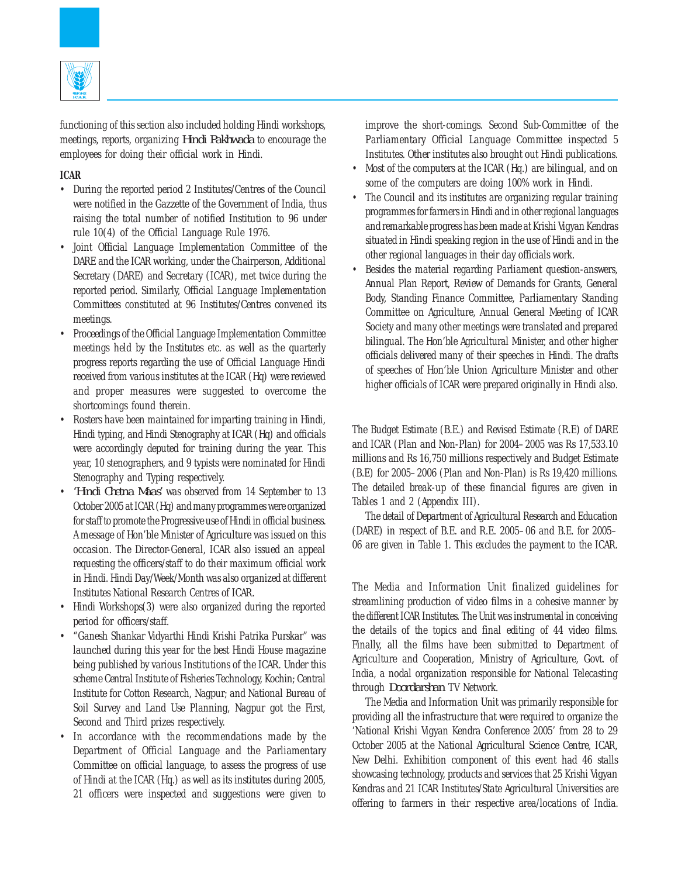functioning of this section also included holding Hindi workshops, meetings, reports, organizing *Hindi Pakhwada* to encourage the employees for doing their official work in Hindi.

**ICAR**

- During the reported period 2 Institutes/Centres of the Council were notified in the Gazzette of the Government of India, thus raising the total number of notified Institution to 96 under rule 10(4) of the Official Language Rule 1976.
- Joint Official Language Implementation Committee of the DARE and the ICAR working, under the Chairperson, Additional Secretary (DARE) and Secretary (ICAR), met twice during the reported period. Similarly, Official Language Implementation Committees constituted at 96 Institutes/Centres convened its meetings.
- Proceedings of the Official Language Implementation Committee meetings held by the Institutes etc. as well as the quarterly progress reports regarding the use of Official Language Hindi received from various institutes at the ICAR (Hq) were reviewed and proper measures were suggested to overcome the shortcomings found therein.
- Rosters have been maintained for imparting training in Hindi, Hindi typing, and Hindi Stenography at ICAR (Hq) and officials were accordingly deputed for training during the year. This year, 10 stenographers, and 9 typists were nominated for Hindi Stenography and Typing respectively.
- *'Hindi Chetna Maas'* was observed from 14 September to 13 October 2005 at ICAR (Hq) and many programmes were organized for staff to promote the Progressive use of Hindi in official business. A message of Hon'ble Minister of Agriculture was issued on this occasion. The Director-General, ICAR also issued an appeal requesting the officers/staff to do their maximum official work in Hindi. Hindi Day/Week/Month was also organized at different Institutes National Research Centres of ICAR.
- Hindi Workshops(3) were also organized during the reported period for officers/staff.
- "Ganesh Shankar Vidyarthi Hindi Krishi Patrika Purskar" was launched during this year for the best Hindi House magazine being published by various Institutions of the ICAR. Under this scheme Central Institute of Fisheries Technology, Kochin; Central Institute for Cotton Research, Nagpur; and National Bureau of Soil Survey and Land Use Planning, Nagpur got the First, Second and Third prizes respectively.
- In accordance with the recommendations made by the Department of Official Language and the Parliamentary Committee on official language, to assess the progress of use of Hindi at the ICAR (Hq.) as well as its institutes during 2005, 21 officers were inspected and suggestions were given to improve the short-comings. Second Sub-Committee of the Parliamentary Official Language Committee inspected 5 Institutes. Other institutes also brought out Hindi publications.
- Most of the computers at the ICAR (Hq.) are bilingual, and on some of the computers are doing 100% work in Hindi.
- The Council and its institutes are organizing regular training programmes for farmers in Hindi and in other regional languages and remarkable progress has been made at Krishi Vigyan Kendras situated in Hindi speaking region in the use of Hindi and in the other regional languages in their day officials work.
- Besides the material regarding Parliament question-answers, Annual Plan Report, Review of Demands for Grants, General Body, Standing Finance Committee, Parliamentary Standing Committee on Agriculture, Annual General Meeting of ICAR Society and many other meetings were translated and prepared bilingual. The Hon'ble Agricultural Minister, and other higher officials delivered many of their speeches in Hindi. The drafts of speeches of Hon'ble Union Agriculture Minister and other higher officials of ICAR were prepared originally in Hindi also.

The Budget Estimate (B.E.) and Revised Estimate (R.E) of DARE and ICAR (Plan and Non-Plan) for 2004–2005 was Rs 17,533.10 millions and Rs 16,750 millions respectively and Budget Estimate (B.E) for 2005–2006 (Plan and Non-Plan) is Rs 19,420 millions. The detailed break-up of these financial figures are given in Tables 1 and 2 (Appendix III).

The detail of Department of Agricultural Research and Education (DARE) in respect of B.E. and R.E. 2005–06 and B.E. for 2005–06 are given in Table 1. This excludes the payment to the ICAR.

The Media and Information Unit finalized guidelines for streamlining production of video films in a cohesive manner by the different ICAR Institutes. The Unit was instrumental in conceiving the details of the topics and final editing of 44 video films. Finally, all the films have been submitted to Department of Agriculture and Cooperation, Ministry of Agriculture, Govt. of India, a nodal organization responsible for National Telecasting through *Doordarshan* TV Network.

The Media and Information Unit was primarily responsible for providing all the infrastructure that were required to organize the 'National Krishi Vigyan Kendra Conference 2005' from 28 to 29 October 2005 at the National Agricultural Science Centre, ICAR, New Delhi. Exhibition component of this event had 46 stalls showcasing technology, products and services that 25 Krishi Vigyan Kendras and 21 ICAR Institutes/State Agricultural Universities are offering to farmers in their respective area/locations of India.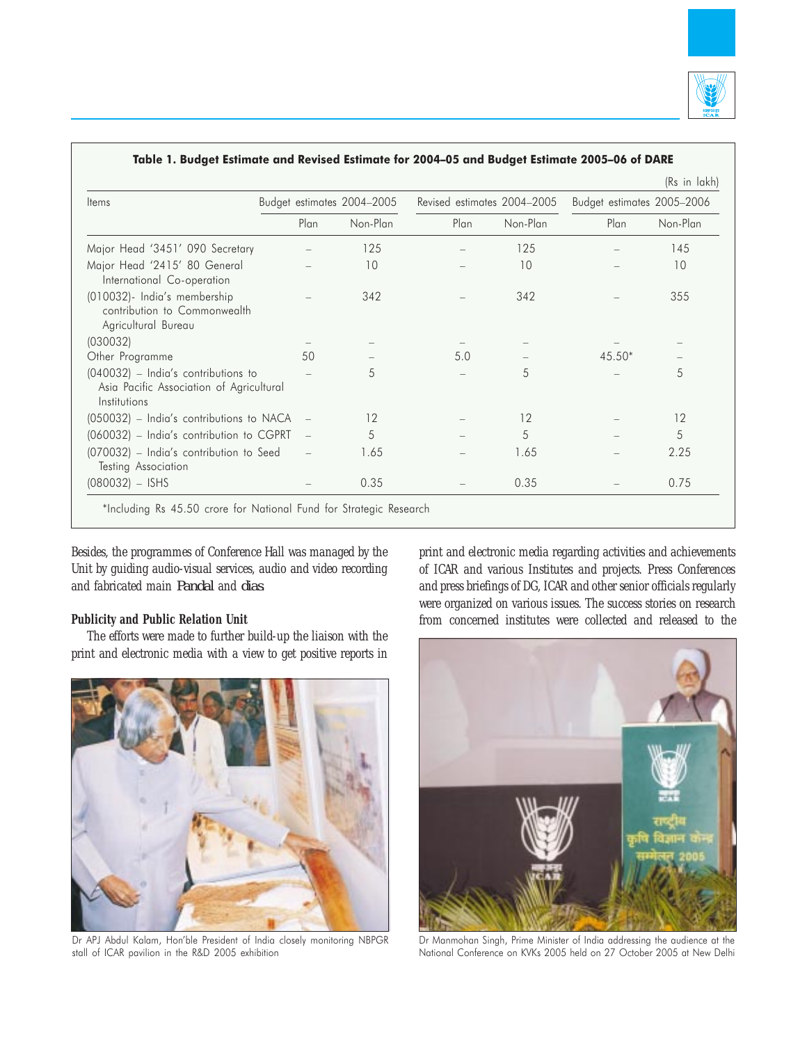**Table 1. Budget Estimate and Revised Estimate for 2004–05 and Budget Estimate 2005–06 of DARE**

(Rs in lakh)

| Items | Budget estimates 2004–2005 | | Revised estimates 2004–2005 | | Budget estimates 2005–2006 | |
|---|---|---|---|---|---|---|
| | Plan | Non-Plan | Plan | Non-Plan | Plan | Non-Plan |
| Major Head '3451' 090 Secretary | – | 125 | – | 125 | – | 145 |
| Major Head '2415' 80 General International Co-operation | – | 10 | – | 10 | – | 10 |
| (010032)- India's membership contribution to Commonwealth Agricultural Bureau | – | 342 | – | 342 | – | 355 |
| (030032) | – | – | – | – | – | – |
| Other Programme | 50 | – | 5.0 | – | 45.50* | – |
| (040032) – India's contributions to Asia Pacific Association of Agricultural Institutions | – | 5 | – | 5 | – | 5 |
| (050032) – India's contributions to NACA | – | 12 | – | 12 | – | 12 |
| (060032) – India's contribution to CGPRT | – | 5 | – | 5 | – | 5 |
| (070032) – India's contribution to Seed Testing Association | – | 1.65 | – | 1.65 | – | 2.25 |
| (080032) – ISHS | – | 0.35 | – | 0.35 | – | 0.75 |

*Including Rs 45.50 crore for National Fund for Strategic Research

Besides, the programmes of Conference Hall was managed by the Unit by guiding audio-visual services, audio and video recording and fabricated main *Pandal* and *dias*.

### Publicity and Public Relation Unit

The efforts were made to further build-up the liaison with the print and electronic media with a view to get positive reports in print and electronic media regarding activities and achievements of ICAR and various Institutes and projects. Press Conferences and press briefings of DG, ICAR and other senior officials regularly were organized on various issues. The success stories on research from concerned institutes were collected and released to the

Dr APJ Abdul Kalam, Hon'ble President of India closely monitoring NBPGR stall of ICAR pavilion in the R&D 2005 exhibition

Dr Manmohan Singh, Prime Minister of India addressing the audience at the National Conference on KVKs 2005 held on 27 October 2005 at New Delhi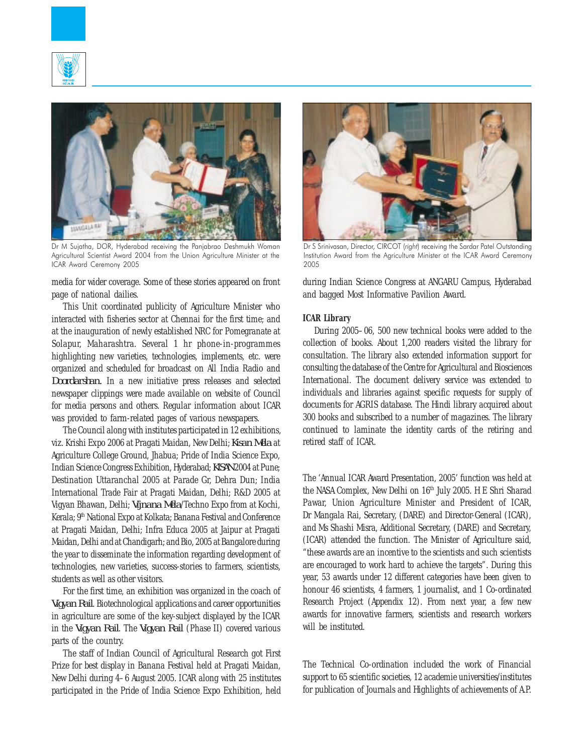Dr M Sujatha, DOR, Hyderabad receiving the Panjabrao Deshmukh Woman Agricultural Scientist Award 2004 from the Union Agriculture Minister at the ICAR Award Ceremony 2005

Dr S Srinivasan, Director, CIRCOT (*right*) receiving the Sardar Patel Outstanding Institution Award from the Agriculture Minister at the ICAR Award Ceremony 2005

media for wider coverage. Some of these stories appeared on front page of national dailies.

This Unit coordinated publicity of Agriculture Minister who interacted with fisheries sector at Chennai for the first time; and at the inauguration of newly established NRC for Pomegranate at Solapur, Maharashtra. Several 1 hr phone-in-programmes highlighting new varieties, technologies, implements, etc. were organized and scheduled for broadcast on All India Radio and *Doordarshan*. In a new initiative press releases and selected newspaper clippings were made available on website of Council for media persons and others. Regular information about ICAR was provided to farm-related pages of various newspapers.

The Council along with institutes participated in 12 exhibitions, viz. Krishi Expo 2006 at Pragati Maidan, New Delhi; *Kisan Mela* at Agriculture College Ground, Jhabua; Pride of India Science Expo, Indian Science Congress Exhibition, Hyderabad; *KISAN* 2004 at Pune; Destination Uttaranchal 2005 at Parade Gr, Dehra Dun; India International Trade Fair at Pragati Maidan, Delhi; R&D 2005 at Vigyan Bhawan, Delhi; *Vijnana Mela*/Techno Expo from at Kochi, Kerala; 9th National Expo at Kolkata; Banana Festival and Conference at Pragati Maidan, Delhi; Infra Educa 2005 at Jaipur at Pragati Maidan, Delhi and at Chandigarh; and Bio, 2005 at Bangalore during the year to disseminate the information regarding development of technologies, new varieties, success-stories to farmers, scientists, students as well as other visitors.

For the first time, an exhibition was organized in the coach of *Vigyan Rail*. Biotechnological applications and career opportunities in agriculture are some of the key-subject displayed by the ICAR in the *Vigyan Rail*. The *Vigyan Rail* (Phase II) covered various parts of the country.

The staff of Indian Council of Agricultural Research got First Prize for best display in Banana Festival held at Pragati Maidan, New Delhi during 4–6 August 2005. ICAR along with 25 institutes participated in the Pride of India Science Expo Exhibition, held during Indian Science Congress at ANGARU Campus, Hyderabad and bagged Most Informative Pavilion Award.

**ICAR Library**

During 2005–06, 500 new technical books were added to the collection of books. About 1,200 readers visited the library for consultation. The library also extended information support for consulting the database of the Centre for Agricultural and Biosciences International. The document delivery service was extended to individuals and libraries against specific requests for supply of documents for AGRIS database. The Hindi library acquired about 300 books and subscribed to a number of magazines. The library continued to laminate the identity cards of the retiring and retired staff of ICAR.

The 'Annual ICAR Award Presentation, 2005' function was held at the NASA Complex, New Delhi on 16th July 2005. H E Shri Sharad Pawar, Union Agriculture Minister and President of ICAR, Dr Mangala Rai, Secretary, (DARE) and Director-General (ICAR), and Ms Shashi Misra, Additional Secretary, (DARE) and Secretary, (ICAR) attended the function. The Minister of Agriculture said, "these awards are an incentive to the scientists and such scientists are encouraged to work hard to achieve the targets". During this year, 53 awards under 12 different categories have been given to honour 46 scientists, 4 farmers, 1 journalist, and 1 Co-ordinated Research Project (Appendix 12). From next year, a few new awards for innovative farmers, scientists and research workers will be instituted.

The Technical Co-ordination included the work of Financial support to 65 scientific societies, 12 academie universities/institutes for publication of Journals and Highlights of achievements of A.P.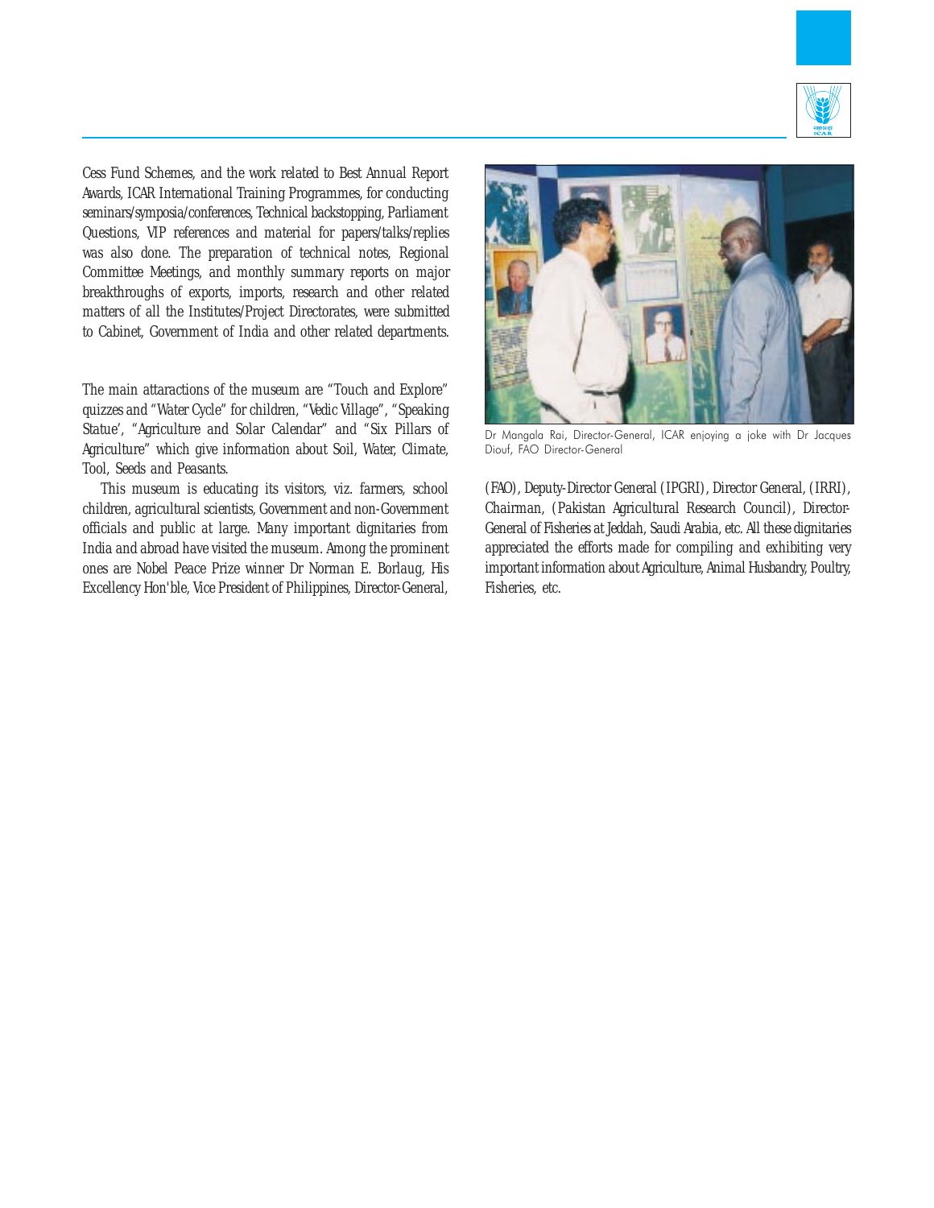Cess Fund Schemes, and the work related to Best Annual Report Awards, ICAR International Training Programmes, for conducting seminars/symposia/conferences, Technical backstopping, Parliament Questions, VIP references and material for papers/talks/replies was also done. The preparation of technical notes, Regional Committee Meetings, and monthly summary reports on major breakthroughs of exports, imports, research and other related matters of all the Institutes/Project Directorates, were submitted to Cabinet, Government of India and other related departments.

The main attaractions of the museum are "Touch and Explore" quizzes and "Water Cycle" for children, "Vedic Village", "Speaking Statue', "Agriculture and Solar Calendar" and "Six Pillars of Agriculture" which give information about Soil, Water, Climate, Tool, Seeds and Peasants.

This museum is educating its visitors, viz. farmers, school children, agricultural scientists, Government and non-Government officials and public at large. Many important dignitaries from India and abroad have visited the museum. Among the prominent ones are Nobel Peace Prize winner Dr Norman E. Borlaug, His Excellency Hon'ble, Vice President of Philippines, Director-General, (FAO), Deputy-Director General (IPGRI), Director General, (IRRI), Chairman, (Pakistan Agricultural Research Council), Director-General of Fisheries at Jeddah, Saudi Arabia, etc. All these dignitaries appreciated the efforts made for compiling and exhibiting very important information about Agriculture, Animal Husbandry, Poultry, Fisheries, etc.

Dr Mangala Rai, Director-General, ICAR enjoying a joke with Dr Jacques Diouf, FAO Director-General